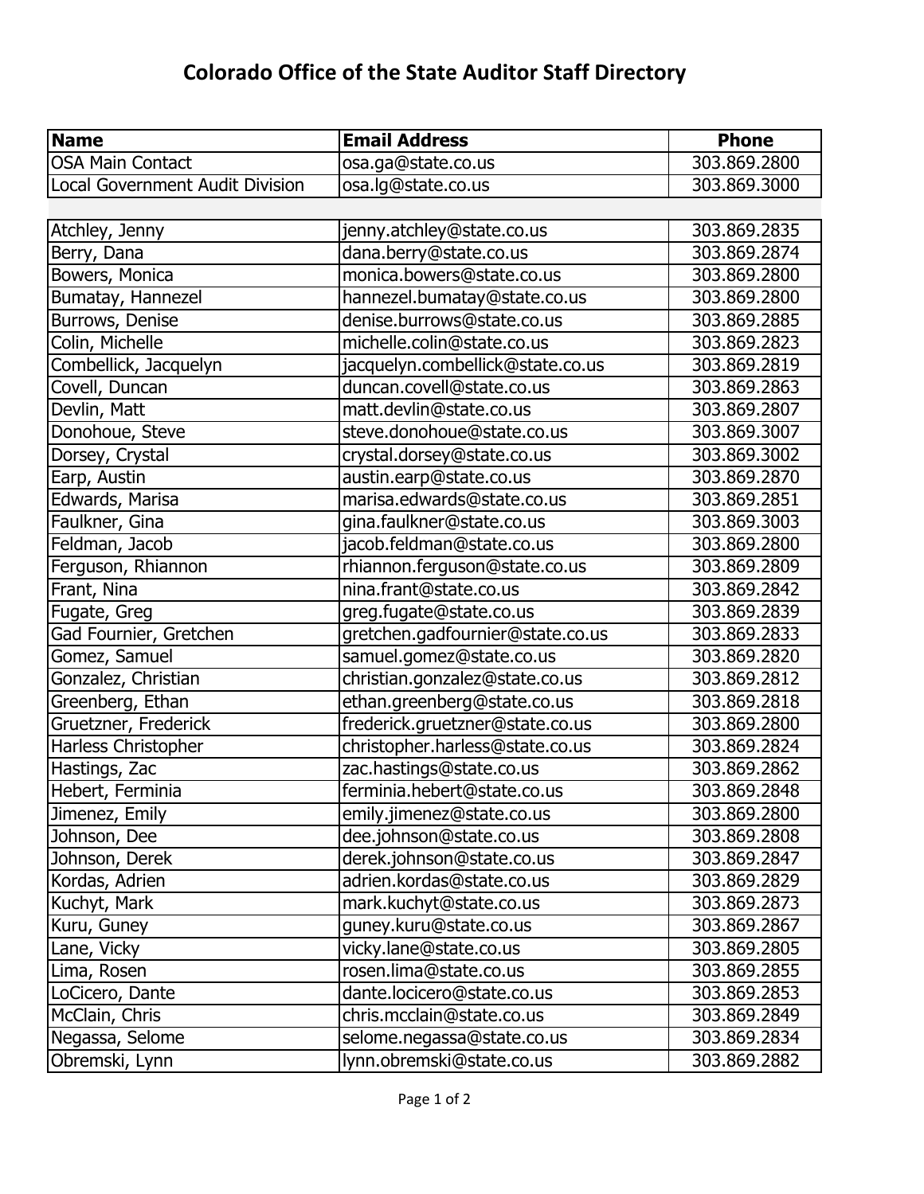# Colorado Office of the State Auditor Staff Directory

| Name | Email Address | Phone |
|---|---|---|
| OSA Main Contact | osa.ga@state.co.us | 303.869.2800 |
| Local Government Audit Division | osa.lg@state.co.us | 303.869.3000 |
| | | |
| Atchley, Jenny | jenny.atchley@state.co.us | 303.869.2835 |
| Berry, Dana | dana.berry@state.co.us | 303.869.2874 |
| Bowers, Monica | monica.bowers@state.co.us | 303.869.2800 |
| Bumatay, Hannezel | hannezel.bumatay@state.co.us | 303.869.2800 |
| Burrows, Denise | denise.burrows@state.co.us | 303.869.2885 |
| Colin, Michelle | michelle.colin@state.co.us | 303.869.2823 |
| Combellick, Jacquelyn | jacquelyn.combellick@state.co.us | 303.869.2819 |
| Covell, Duncan | duncan.covell@state.co.us | 303.869.2863 |
| Devlin, Matt | matt.devlin@state.co.us | 303.869.2807 |
| Donohoue, Steve | steve.donohoue@state.co.us | 303.869.3007 |
| Dorsey, Crystal | crystal.dorsey@state.co.us | 303.869.3002 |
| Earp, Austin | austin.earp@state.co.us | 303.869.2870 |
| Edwards, Marisa | marisa.edwards@state.co.us | 303.869.2851 |
| Faulkner, Gina | gina.faulkner@state.co.us | 303.869.3003 |
| Feldman, Jacob | jacob.feldman@state.co.us | 303.869.2800 |
| Ferguson, Rhiannon | rhiannon.ferguson@state.co.us | 303.869.2809 |
| Frant, Nina | nina.frant@state.co.us | 303.869.2842 |
| Fugate, Greg | greg.fugate@state.co.us | 303.869.2839 |
| Gad Fournier, Gretchen | gretchen.gadfournier@state.co.us | 303.869.2833 |
| Gomez, Samuel | samuel.gomez@state.co.us | 303.869.2820 |
| Gonzalez, Christian | christian.gonzalez@state.co.us | 303.869.2812 |
| Greenberg, Ethan | ethan.greenberg@state.co.us | 303.869.2818 |
| Gruetzner, Frederick | frederick.gruetzner@state.co.us | 303.869.2800 |
| Harless Christopher | christopher.harless@state.co.us | 303.869.2824 |
| Hastings, Zac | zac.hastings@state.co.us | 303.869.2862 |
| Hebert, Ferminia | ferminia.hebert@state.co.us | 303.869.2848 |
| Jimenez, Emily | emily.jimenez@state.co.us | 303.869.2800 |
| Johnson, Dee | dee.johnson@state.co.us | 303.869.2808 |
| Johnson, Derek | derek.johnson@state.co.us | 303.869.2847 |
| Kordas, Adrien | adrien.kordas@state.co.us | 303.869.2829 |
| Kuchyt, Mark | mark.kuchyt@state.co.us | 303.869.2873 |
| Kuru, Guney | guney.kuru@state.co.us | 303.869.2867 |
| Lane, Vicky | vicky.lane@state.co.us | 303.869.2805 |
| Lima, Rosen | rosen.lima@state.co.us | 303.869.2855 |
| LoCicero, Dante | dante.locicero@state.co.us | 303.869.2853 |
| McClain, Chris | chris.mcclain@state.co.us | 303.869.2849 |
| Negassa, Selome | selome.negassa@state.co.us | 303.869.2834 |
| Obremski, Lynn | lynn.obremski@state.co.us | 303.869.2882 |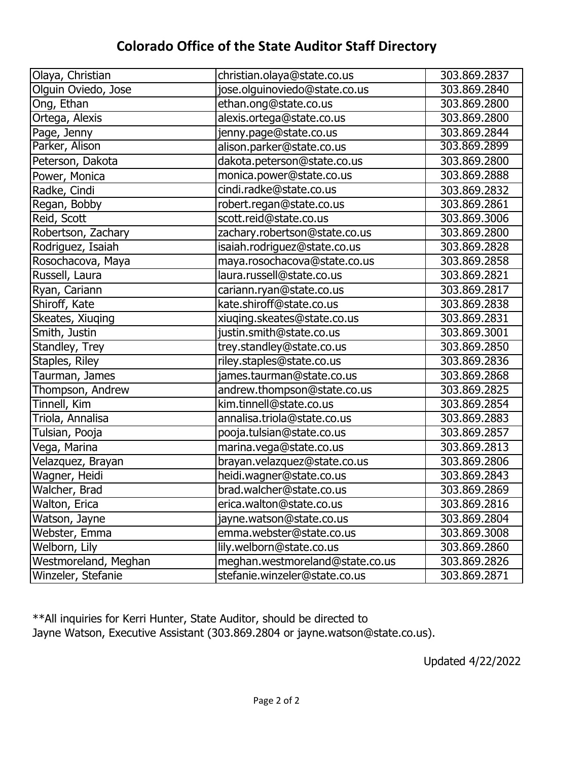# Colorado Office of the State Auditor Staff Directory

| | | |
|---|---|---|
| Olaya, Christian | christian.olaya@state.co.us | 303.869.2837 |
| Olguin Oviedo, Jose | jose.olguinoviedo@state.co.us | 303.869.2840 |
| Ong, Ethan | ethan.ong@state.co.us | 303.869.2800 |
| Ortega, Alexis | alexis.ortega@state.co.us | 303.869.2800 |
| Page, Jenny | jenny.page@state.co.us | 303.869.2844 |
| Parker, Alison | alison.parker@state.co.us | 303.869.2899 |
| Peterson, Dakota | dakota.peterson@state.co.us | 303.869.2800 |
| Power, Monica | monica.power@state.co.us | 303.869.2888 |
| Radke, Cindi | cindi.radke@state.co.us | 303.869.2832 |
| Regan, Bobby | robert.regan@state.co.us | 303.869.2861 |
| Reid, Scott | scott.reid@state.co.us | 303.869.3006 |
| Robertson, Zachary | zachary.robertson@state.co.us | 303.869.2800 |
| Rodriguez, Isaiah | isaiah.rodriguez@state.co.us | 303.869.2828 |
| Rosochacova, Maya | maya.rosochacova@state.co.us | 303.869.2858 |
| Russell, Laura | laura.russell@state.co.us | 303.869.2821 |
| Ryan, Cariann | cariann.ryan@state.co.us | 303.869.2817 |
| Shiroff, Kate | kate.shiroff@state.co.us | 303.869.2838 |
| Skeates, Xiuqing | xiuqing.skeates@state.co.us | 303.869.2831 |
| Smith, Justin | justin.smith@state.co.us | 303.869.3001 |
| Standley, Trey | trey.standley@state.co.us | 303.869.2850 |
| Staples, Riley | riley.staples@state.co.us | 303.869.2836 |
| Taurman, James | james.taurman@state.co.us | 303.869.2868 |
| Thompson, Andrew | andrew.thompson@state.co.us | 303.869.2825 |
| Tinnell, Kim | kim.tinnell@state.co.us | 303.869.2854 |
| Triola, Annalisa | annalisa.triola@state.co.us | 303.869.2883 |
| Tulsian, Pooja | pooja.tulsian@state.co.us | 303.869.2857 |
| Vega, Marina | marina.vega@state.co.us | 303.869.2813 |
| Velazquez, Brayan | brayan.velazquez@state.co.us | 303.869.2806 |
| Wagner, Heidi | heidi.wagner@state.co.us | 303.869.2843 |
| Walcher, Brad | brad.walcher@state.co.us | 303.869.2869 |
| Walton, Erica | erica.walton@state.co.us | 303.869.2816 |
| Watson, Jayne | jayne.watson@state.co.us | 303.869.2804 |
| Webster, Emma | emma.webster@state.co.us | 303.869.3008 |
| Welborn, Lily | lily.welborn@state.co.us | 303.869.2860 |
| Westmoreland, Meghan | meghan.westmoreland@state.co.us | 303.869.2826 |
| Winzeler, Stefanie | stefanie.winzeler@state.co.us | 303.869.2871 |

**All inquiries for Kerri Hunter, State Auditor, should be directed to Jayne Watson, Executive Assistant (303.869.2804 or jayne.watson@state.co.us).

Updated 4/22/2022